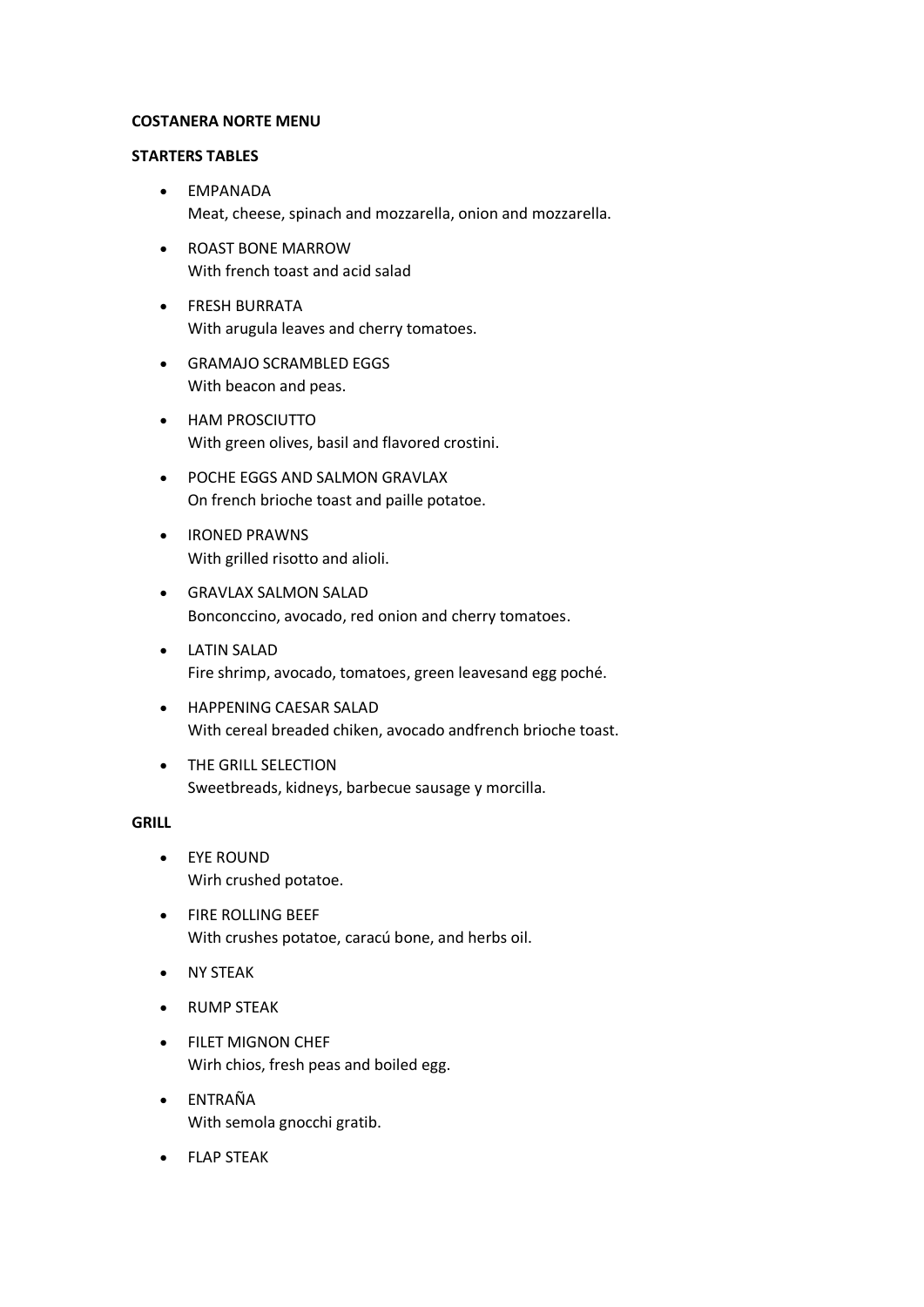**COSTANERA NORTE MENU**

**STARTERS TABLES**

- EMPANADA
  Meat, cheese, spinach and mozzarella, onion and mozzarella.
- ROAST BONE MARROW
  With french toast and acid salad
- FRESH BURRATA
  With arugula leaves and cherry tomatoes.
- GRAMAJO SCRAMBLED EGGS
  With beacon and peas.
- HAM PROSCIUTTO
  With green olives, basil and flavored crostini.
- POCHE EGGS AND SALMON GRAVLAX
  On french brioche toast and paille potatoe.
- IRONED PRAWNS
  With grilled risotto and alioli.
- GRAVLAX SALMON SALAD
  Bonconccino, avocado, red onion and cherry tomatoes.
- LATIN SALAD
  Fire shrimp, avocado, tomatoes, green leavesand egg poché.
- HAPPENING CAESAR SALAD
  With cereal breaded chiken, avocado andfrench brioche toast.
- THE GRILL SELECTION
  Sweetbreads, kidneys, barbecue sausage y morcilla.

**GRILL**

- EYE ROUND
  Wirh crushed potatoe.
- FIRE ROLLING BEEF
  With crushes potatoe, caracú bone, and herbs oil.
- NY STEAK
- RUMP STEAK
- FILET MIGNON CHEF
  Wirh chios, fresh peas and boiled egg.
- ENTRAÑA
  With semola gnocchi gratib.
- FLAP STEAK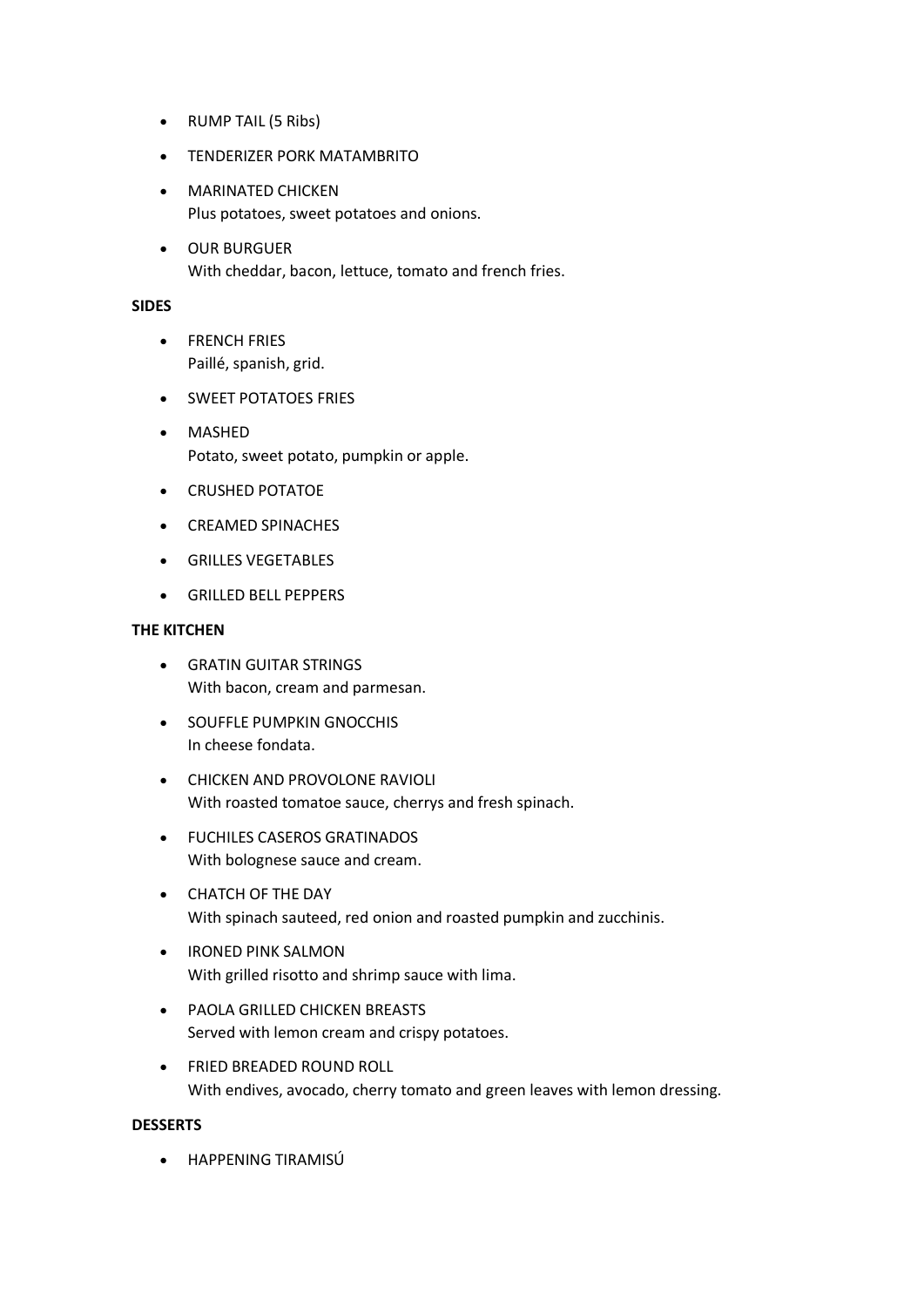- RUMP TAIL (5 Ribs)
- TENDERIZER PORK MATAMBRITO
- MARINATED CHICKEN
  Plus potatoes, sweet potatoes and onions.
- OUR BURGUER
  With cheddar, bacon, lettuce, tomato and french fries.

**SIDES**

- FRENCH FRIES
  Paillé, spanish, grid.
- SWEET POTATOES FRIES
- MASHED
  Potato, sweet potato, pumpkin or apple.
- CRUSHED POTATOE
- CREAMED SPINACHES
- GRILLES VEGETABLES
- GRILLED BELL PEPPERS

**THE KITCHEN**

- GRATIN GUITAR STRINGS
  With bacon, cream and parmesan.
- SOUFFLE PUMPKIN GNOCCHIS
  In cheese fondata.
- CHICKEN AND PROVOLONE RAVIOLI
  With roasted tomatoe sauce, cherrys and fresh spinach.
- FUCHILES CASEROS GRATINADOS
  With bolognese sauce and cream.
- CHATCH OF THE DAY
  With spinach sauteed, red onion and roasted pumpkin and zucchinis.
- IRONED PINK SALMON
  With grilled risotto and shrimp sauce with lima.
- PAOLA GRILLED CHICKEN BREASTS
  Served with lemon cream and crispy potatoes.
- FRIED BREADED ROUND ROLL
  With endives, avocado, cherry tomato and green leaves with lemon dressing.

**DESSERTS**

- HAPPENING TIRAMISÚ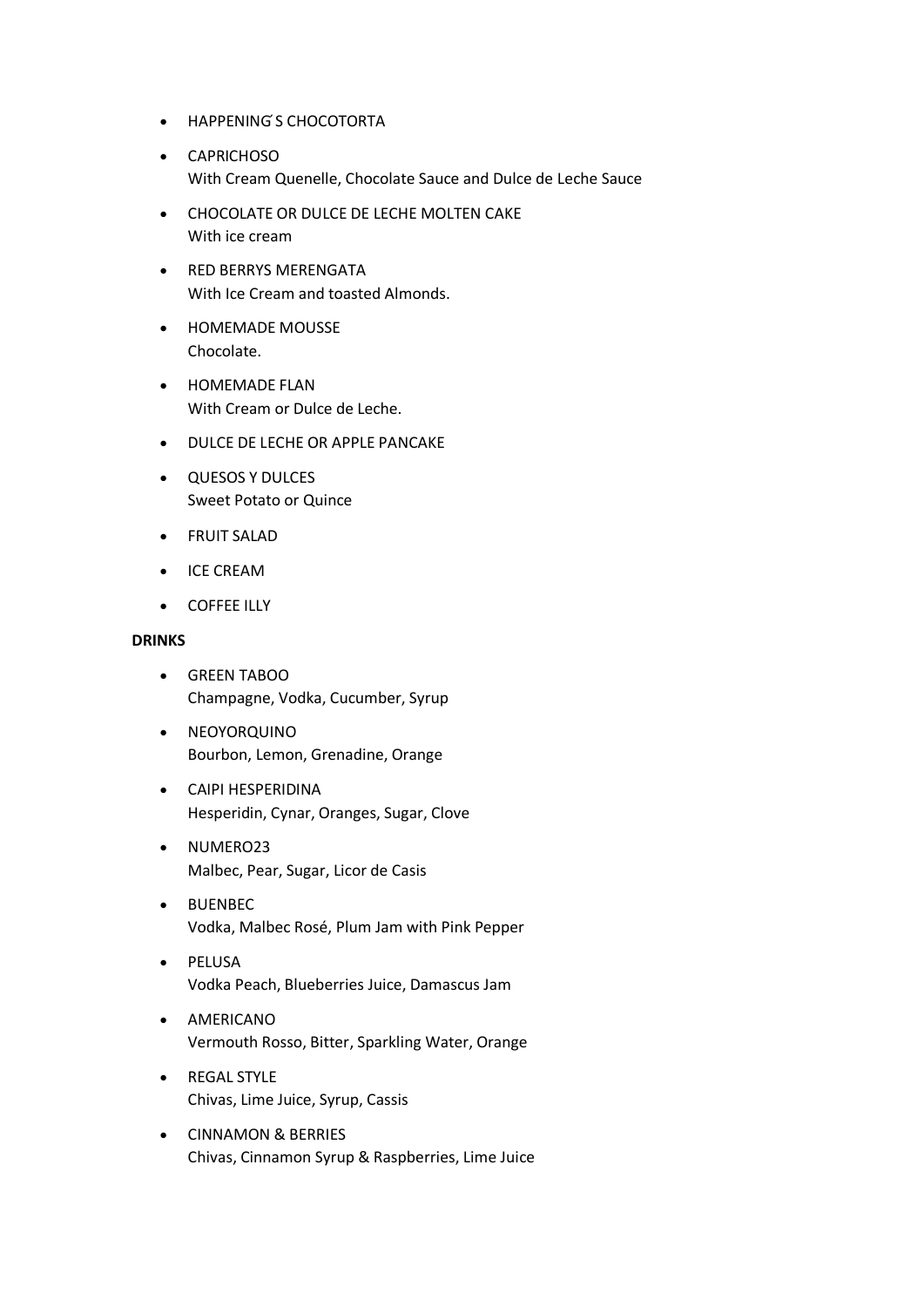- HAPPENING´S CHOCOTORTA
- CAPRICHOSO
  With Cream Quenelle, Chocolate Sauce and Dulce de Leche Sauce
- CHOCOLATE OR DULCE DE LECHE MOLTEN CAKE
  With ice cream
- RED BERRYS MERENGATA
  With Ice Cream and toasted Almonds.
- HOMEMADE MOUSSE
  Chocolate.
- HOMEMADE FLAN
  With Cream or Dulce de Leche.
- DULCE DE LECHE OR APPLE PANCAKE
- QUESOS Y DULCES
  Sweet Potato or Quince
- FRUIT SALAD
- ICE CREAM
- COFFEE ILLY

**DRINKS**

- GREEN TABOO
  Champagne, Vodka, Cucumber, Syrup
- NEOYORQUINO
  Bourbon, Lemon, Grenadine, Orange
- CAIPI HESPERIDINA
  Hesperidin, Cynar, Oranges, Sugar, Clove
- NUMERO23
  Malbec, Pear, Sugar, Licor de Casis
- BUENBEC
  Vodka, Malbec Rosé, Plum Jam with Pink Pepper
- PELUSA
  Vodka Peach, Blueberries Juice, Damascus Jam
- AMERICANO
  Vermouth Rosso, Bitter, Sparkling Water, Orange
- REGAL STYLE
  Chivas, Lime Juice, Syrup, Cassis
- CINNAMON & BERRIES
  Chivas, Cinnamon Syrup & Raspberries, Lime Juice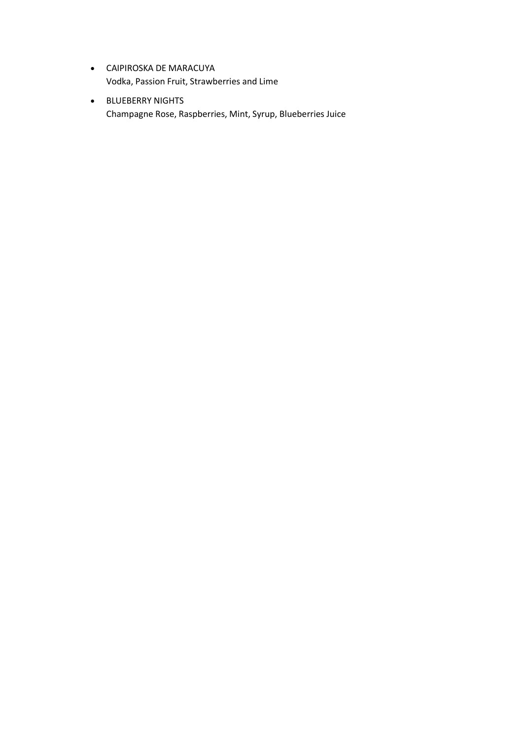- CAIPIROSKA DE MARACUYA
  Vodka, Passion Fruit, Strawberries and Lime
- BLUEBERRY NIGHTS
  Champagne Rose, Raspberries, Mint, Syrup, Blueberries Juice